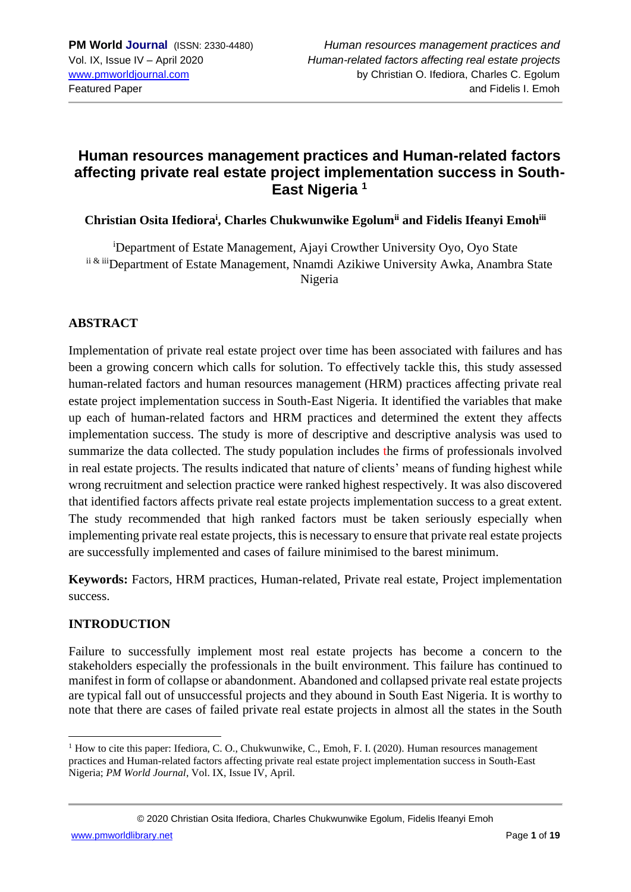# Human resources management practices and Human-related factors affecting private real estate project implementation success in South-East Nigeria [1]

**Christian Osita Ifediora[i], Charles Chukwunwike Egolum[ii] and Fidelis Ifeanyi Emoh[iii]**

[i]Department of Estate Management, Ajayi Crowther University Oyo, Oyo State
[ii & iii]Department of Estate Management, Nnamdi Azikiwe University Awka, Anambra State Nigeria

## ABSTRACT

Implementation of private real estate project over time has been associated with failures and has been a growing concern which calls for solution. To effectively tackle this, this study assessed human-related factors and human resources management (HRM) practices affecting private real estate project implementation success in South-East Nigeria. It identified the variables that make up each of human-related factors and HRM practices and determined the extent they affects implementation success. The study is more of descriptive and descriptive analysis was used to summarize the data collected. The study population includes the firms of professionals involved in real estate projects. The results indicated that nature of clients' means of funding highest while wrong recruitment and selection practice were ranked highest respectively. It was also discovered that identified factors affects private real estate projects implementation success to a great extent. The study recommended that high ranked factors must be taken seriously especially when implementing private real estate projects, this is necessary to ensure that private real estate projects are successfully implemented and cases of failure minimised to the barest minimum.

**Keywords:** Factors, HRM practices, Human-related, Private real estate, Project implementation success.

## INTRODUCTION

Failure to successfully implement most real estate projects has become a concern to the stakeholders especially the professionals in the built environment. This failure has continued to manifest in form of collapse or abandonment. Abandoned and collapsed private real estate projects are typical fall out of unsuccessful projects and they abound in South East Nigeria. It is worthy to note that there are cases of failed private real estate projects in almost all the states in the South

[1] How to cite this paper: Ifediora, C. O., Chukwunwike, C., Emoh, F. I. (2020). Human resources management practices and Human-related factors affecting private real estate project implementation success in South-East Nigeria; *PM World Journal*, Vol. IX, Issue IV, April.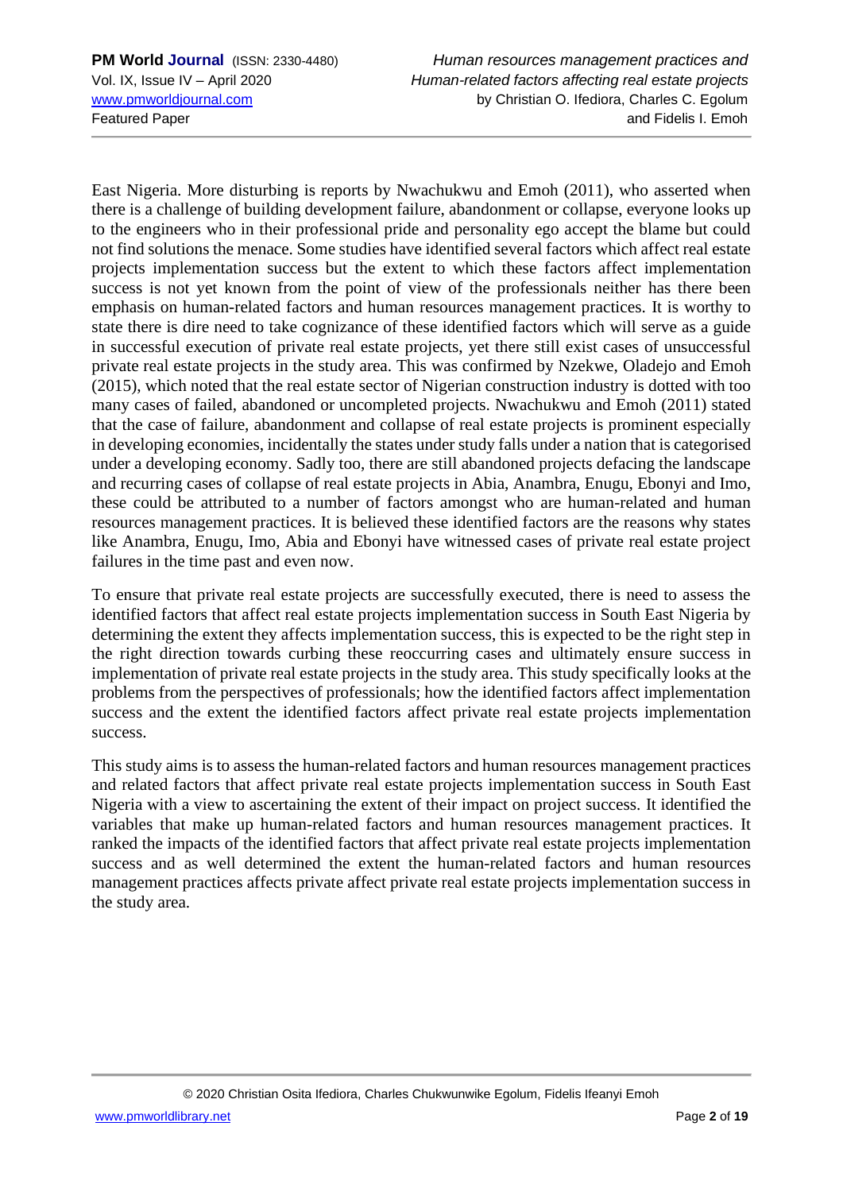East Nigeria. More disturbing is reports by Nwachukwu and Emoh (2011), who asserted when there is a challenge of building development failure, abandonment or collapse, everyone looks up to the engineers who in their professional pride and personality ego accept the blame but could not find solutions the menace. Some studies have identified several factors which affect real estate projects implementation success but the extent to which these factors affect implementation success is not yet known from the point of view of the professionals neither has there been emphasis on human-related factors and human resources management practices. It is worthy to state there is dire need to take cognizance of these identified factors which will serve as a guide in successful execution of private real estate projects, yet there still exist cases of unsuccessful private real estate projects in the study area. This was confirmed by Nzekwe, Oladejo and Emoh (2015), which noted that the real estate sector of Nigerian construction industry is dotted with too many cases of failed, abandoned or uncompleted projects. Nwachukwu and Emoh (2011) stated that the case of failure, abandonment and collapse of real estate projects is prominent especially in developing economies, incidentally the states under study falls under a nation that is categorised under a developing economy. Sadly too, there are still abandoned projects defacing the landscape and recurring cases of collapse of real estate projects in Abia, Anambra, Enugu, Ebonyi and Imo, these could be attributed to a number of factors amongst who are human-related and human resources management practices. It is believed these identified factors are the reasons why states like Anambra, Enugu, Imo, Abia and Ebonyi have witnessed cases of private real estate project failures in the time past and even now.

To ensure that private real estate projects are successfully executed, there is need to assess the identified factors that affect real estate projects implementation success in South East Nigeria by determining the extent they affects implementation success, this is expected to be the right step in the right direction towards curbing these reoccurring cases and ultimately ensure success in implementation of private real estate projects in the study area. This study specifically looks at the problems from the perspectives of professionals; how the identified factors affect implementation success and the extent the identified factors affect private real estate projects implementation success.

This study aims is to assess the human-related factors and human resources management practices and related factors that affect private real estate projects implementation success in South East Nigeria with a view to ascertaining the extent of their impact on project success. It identified the variables that make up human-related factors and human resources management practices. It ranked the impacts of the identified factors that affect private real estate projects implementation success and as well determined the extent the human-related factors and human resources management practices affects private affect private real estate projects implementation success in the study area.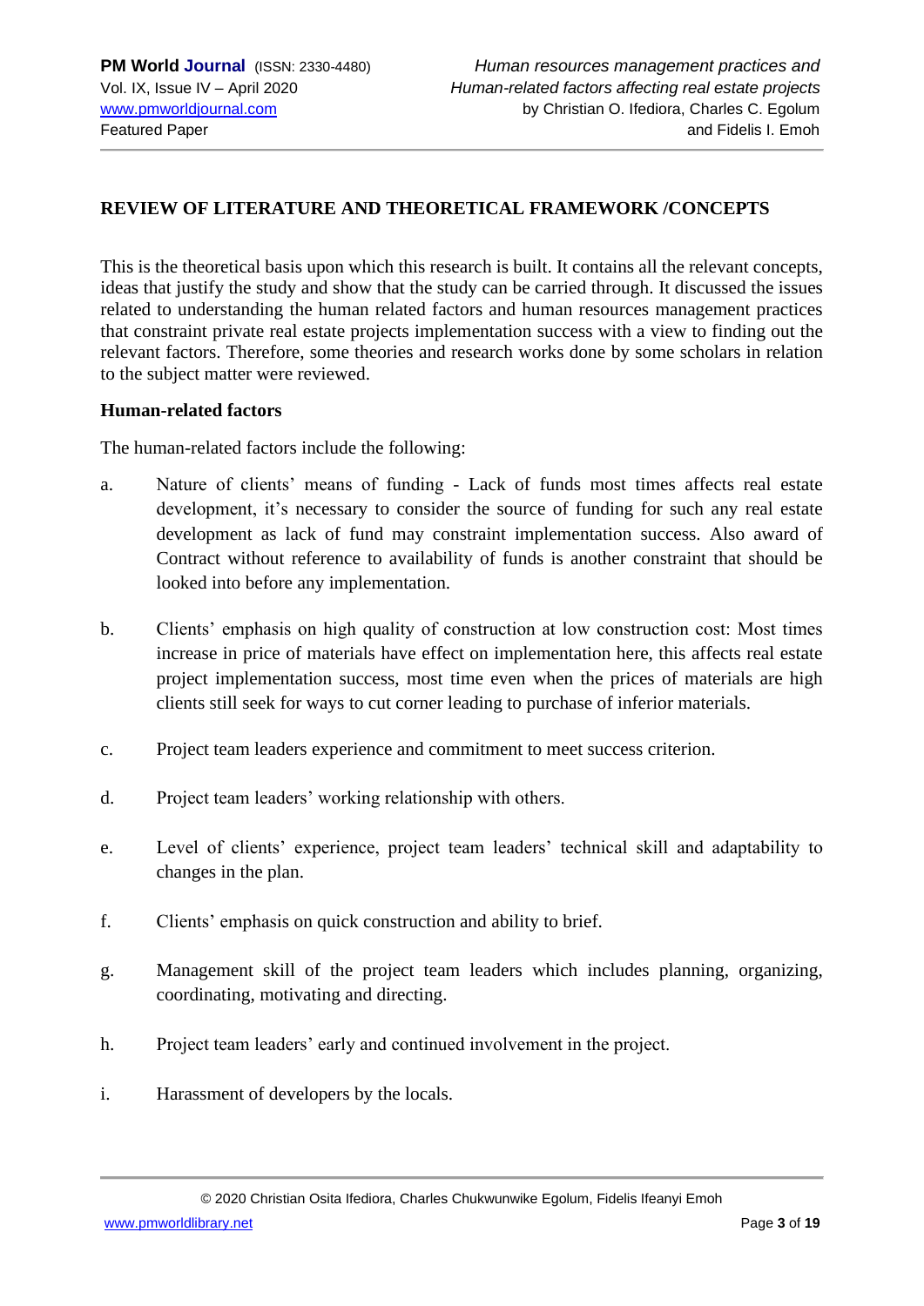## REVIEW OF LITERATURE AND THEORETICAL FRAMEWORK /CONCEPTS

This is the theoretical basis upon which this research is built. It contains all the relevant concepts, ideas that justify the study and show that the study can be carried through. It discussed the issues related to understanding the human related factors and human resources management practices that constraint private real estate projects implementation success with a view to finding out the relevant factors. Therefore, some theories and research works done by some scholars in relation to the subject matter were reviewed.

### Human-related factors

The human-related factors include the following:

a. Nature of clients' means of funding - Lack of funds most times affects real estate development, it's necessary to consider the source of funding for such any real estate development as lack of fund may constraint implementation success. Also award of Contract without reference to availability of funds is another constraint that should be looked into before any implementation.

b. Clients' emphasis on high quality of construction at low construction cost: Most times increase in price of materials have effect on implementation here, this affects real estate project implementation success, most time even when the prices of materials are high clients still seek for ways to cut corner leading to purchase of inferior materials.

c. Project team leaders experience and commitment to meet success criterion.

d. Project team leaders' working relationship with others.

e. Level of clients' experience, project team leaders' technical skill and adaptability to changes in the plan.

f. Clients' emphasis on quick construction and ability to brief.

g. Management skill of the project team leaders which includes planning, organizing, coordinating, motivating and directing.

h. Project team leaders' early and continued involvement in the project.

i. Harassment of developers by the locals.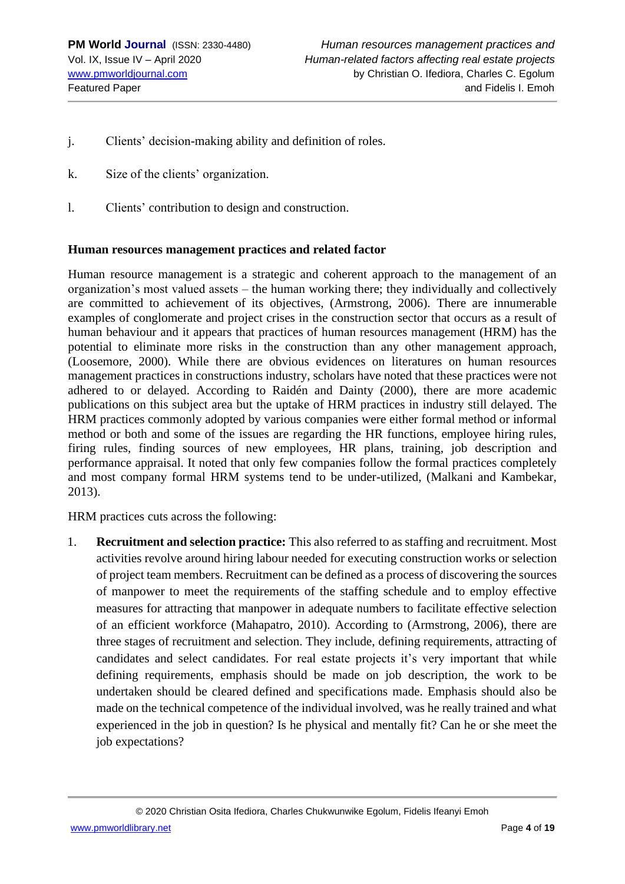j. Clients' decision-making ability and definition of roles.

k. Size of the clients' organization.

l. Clients' contribution to design and construction.

**Human resources management practices and related factor**

Human resource management is a strategic and coherent approach to the management of an organization's most valued assets – the human working there; they individually and collectively are committed to achievement of its objectives, (Armstrong, 2006). There are innumerable examples of conglomerate and project crises in the construction sector that occurs as a result of human behaviour and it appears that practices of human resources management (HRM) has the potential to eliminate more risks in the construction than any other management approach, (Loosemore, 2000). While there are obvious evidences on literatures on human resources management practices in constructions industry, scholars have noted that these practices were not adhered to or delayed. According to Raidén and Dainty (2000), there are more academic publications on this subject area but the uptake of HRM practices in industry still delayed. The HRM practices commonly adopted by various companies were either formal method or informal method or both and some of the issues are regarding the HR functions, employee hiring rules, firing rules, finding sources of new employees, HR plans, training, job description and performance appraisal. It noted that only few companies follow the formal practices completely and most company formal HRM systems tend to be under-utilized, (Malkani and Kambekar, 2013).

HRM practices cuts across the following:

1. **Recruitment and selection practice:** This also referred to as staffing and recruitment. Most activities revolve around hiring labour needed for executing construction works or selection of project team members. Recruitment can be defined as a process of discovering the sources of manpower to meet the requirements of the staffing schedule and to employ effective measures for attracting that manpower in adequate numbers to facilitate effective selection of an efficient workforce (Mahapatro, 2010). According to (Armstrong, 2006), there are three stages of recruitment and selection. They include, defining requirements, attracting of candidates and select candidates. For real estate projects it's very important that while defining requirements, emphasis should be made on job description, the work to be undertaken should be cleared defined and specifications made. Emphasis should also be made on the technical competence of the individual involved, was he really trained and what experienced in the job in question? Is he physical and mentally fit? Can he or she meet the job expectations?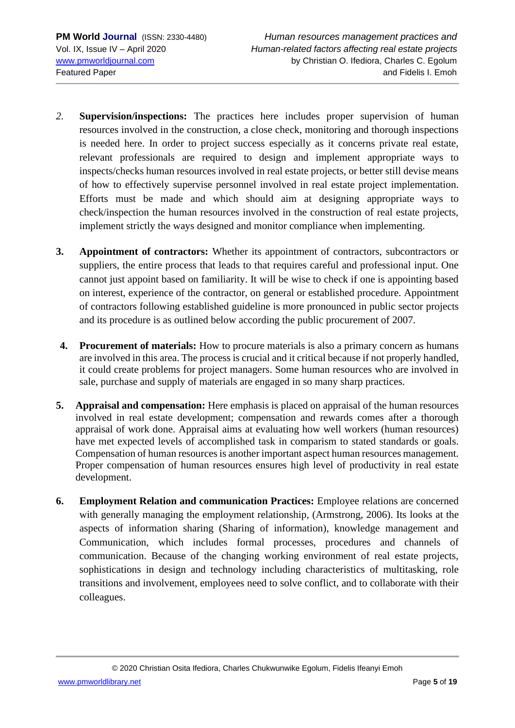2. **Supervision/inspections:** The practices here includes proper supervision of human resources involved in the construction, a close check, monitoring and thorough inspections is needed here. In order to project success especially as it concerns private real estate, relevant professionals are required to design and implement appropriate ways to inspects/checks human resources involved in real estate projects, or better still devise means of how to effectively supervise personnel involved in real estate project implementation. Efforts must be made and which should aim at designing appropriate ways to check/inspection the human resources involved in the construction of real estate projects, implement strictly the ways designed and monitor compliance when implementing.

3. **Appointment of contractors:** Whether its appointment of contractors, subcontractors or suppliers, the entire process that leads to that requires careful and professional input. One cannot just appoint based on familiarity. It will be wise to check if one is appointing based on interest, experience of the contractor, on general or established procedure. Appointment of contractors following established guideline is more pronounced in public sector projects and its procedure is as outlined below according the public procurement of 2007.

4. **Procurement of materials:** How to procure materials is also a primary concern as humans are involved in this area. The process is crucial and it critical because if not properly handled, it could create problems for project managers. Some human resources who are involved in sale, purchase and supply of materials are engaged in so many sharp practices.

5. **Appraisal and compensation:** Here emphasis is placed on appraisal of the human resources involved in real estate development; compensation and rewards comes after a thorough appraisal of work done. Appraisal aims at evaluating how well workers (human resources) have met expected levels of accomplished task in comparism to stated standards or goals. Compensation of human resources is another important aspect human resources management. Proper compensation of human resources ensures high level of productivity in real estate development.

6. **Employment Relation and communication Practices:** Employee relations are concerned with generally managing the employment relationship, (Armstrong, 2006). Its looks at the aspects of information sharing (Sharing of information), knowledge management and Communication, which includes formal processes, procedures and channels of communication. Because of the changing working environment of real estate projects, sophistications in design and technology including characteristics of multitasking, role transitions and involvement, employees need to solve conflict, and to collaborate with their colleagues.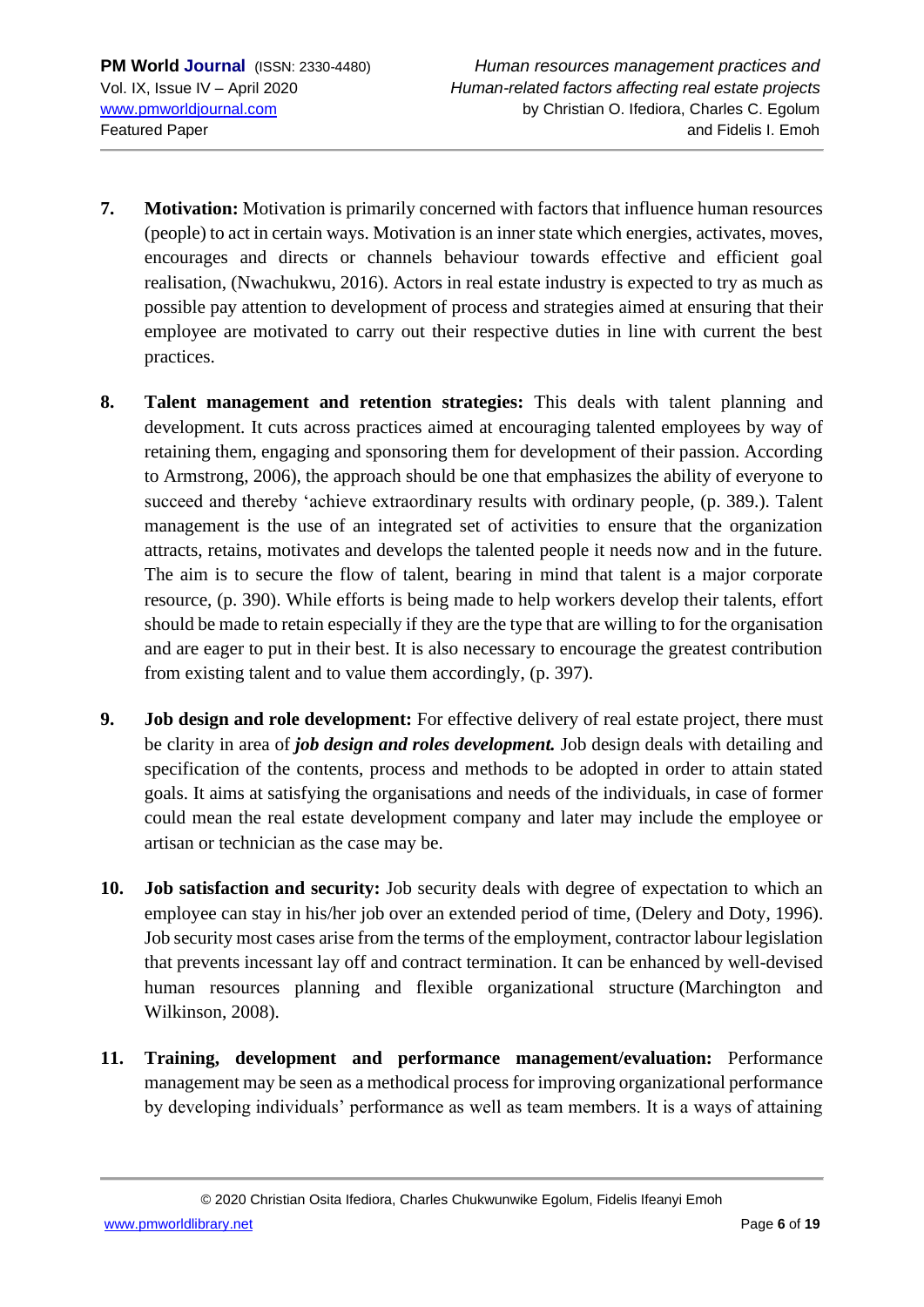7. **Motivation:** Motivation is primarily concerned with factors that influence human resources (people) to act in certain ways. Motivation is an inner state which energies, activates, moves, encourages and directs or channels behaviour towards effective and efficient goal realisation, (Nwachukwu, 2016). Actors in real estate industry is expected to try as much as possible pay attention to development of process and strategies aimed at ensuring that their employee are motivated to carry out their respective duties in line with current the best practices.

8. **Talent management and retention strategies:** This deals with talent planning and development. It cuts across practices aimed at encouraging talented employees by way of retaining them, engaging and sponsoring them for development of their passion. According to Armstrong, 2006), the approach should be one that emphasizes the ability of everyone to succeed and thereby 'achieve extraordinary results with ordinary people, (p. 389.). Talent management is the use of an integrated set of activities to ensure that the organization attracts, retains, motivates and develops the talented people it needs now and in the future. The aim is to secure the flow of talent, bearing in mind that talent is a major corporate resource, (p. 390). While efforts is being made to help workers develop their talents, effort should be made to retain especially if they are the type that are willing to for the organisation and are eager to put in their best. It is also necessary to encourage the greatest contribution from existing talent and to value them accordingly, (p. 397).

9. **Job design and role development:** For effective delivery of real estate project, there must be clarity in area of ***job design and roles development.*** Job design deals with detailing and specification of the contents, process and methods to be adopted in order to attain stated goals. It aims at satisfying the organisations and needs of the individuals, in case of former could mean the real estate development company and later may include the employee or artisan or technician as the case may be.

10. **Job satisfaction and security:** Job security deals with degree of expectation to which an employee can stay in his/her job over an extended period of time, (Delery and Doty, 1996). Job security most cases arise from the terms of the employment, contractor labour legislation that prevents incessant lay off and contract termination. It can be enhanced by well-devised human resources planning and flexible organizational structure (Marchington and Wilkinson, 2008).

11. **Training, development and performance management/evaluation:** Performance management may be seen as a methodical process for improving organizational performance by developing individuals' performance as well as team members. It is a ways of attaining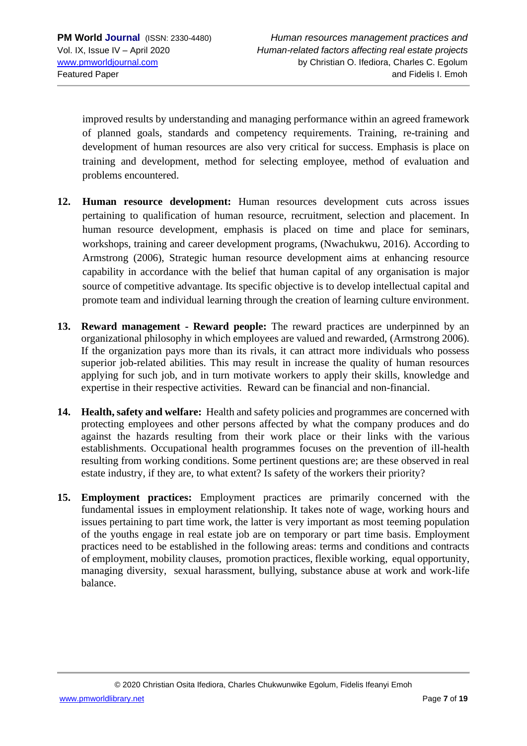improved results by understanding and managing performance within an agreed framework of planned goals, standards and competency requirements. Training, re-training and development of human resources are also very critical for success. Emphasis is place on training and development, method for selecting employee, method of evaluation and problems encountered.

12. **Human resource development:** Human resources development cuts across issues pertaining to qualification of human resource, recruitment, selection and placement. In human resource development, emphasis is placed on time and place for seminars, workshops, training and career development programs, (Nwachukwu, 2016). According to Armstrong (2006), Strategic human resource development aims at enhancing resource capability in accordance with the belief that human capital of any organisation is major source of competitive advantage. Its specific objective is to develop intellectual capital and promote team and individual learning through the creation of learning culture environment.

13. **Reward management - Reward people:** The reward practices are underpinned by an organizational philosophy in which employees are valued and rewarded, (Armstrong 2006). If the organization pays more than its rivals, it can attract more individuals who possess superior job-related abilities. This may result in increase the quality of human resources applying for such job, and in turn motivate workers to apply their skills, knowledge and expertise in their respective activities. Reward can be financial and non-financial.

14. **Health, safety and welfare:** Health and safety policies and programmes are concerned with protecting employees and other persons affected by what the company produces and do against the hazards resulting from their work place or their links with the various establishments. Occupational health programmes focuses on the prevention of ill-health resulting from working conditions. Some pertinent questions are; are these observed in real estate industry, if they are, to what extent? Is safety of the workers their priority?

15. **Employment practices:** Employment practices are primarily concerned with the fundamental issues in employment relationship. It takes note of wage, working hours and issues pertaining to part time work, the latter is very important as most teeming population of the youths engage in real estate job are on temporary or part time basis. Employment practices need to be established in the following areas: terms and conditions and contracts of employment, mobility clauses, promotion practices, flexible working, equal opportunity, managing diversity, sexual harassment, bullying, substance abuse at work and work-life balance.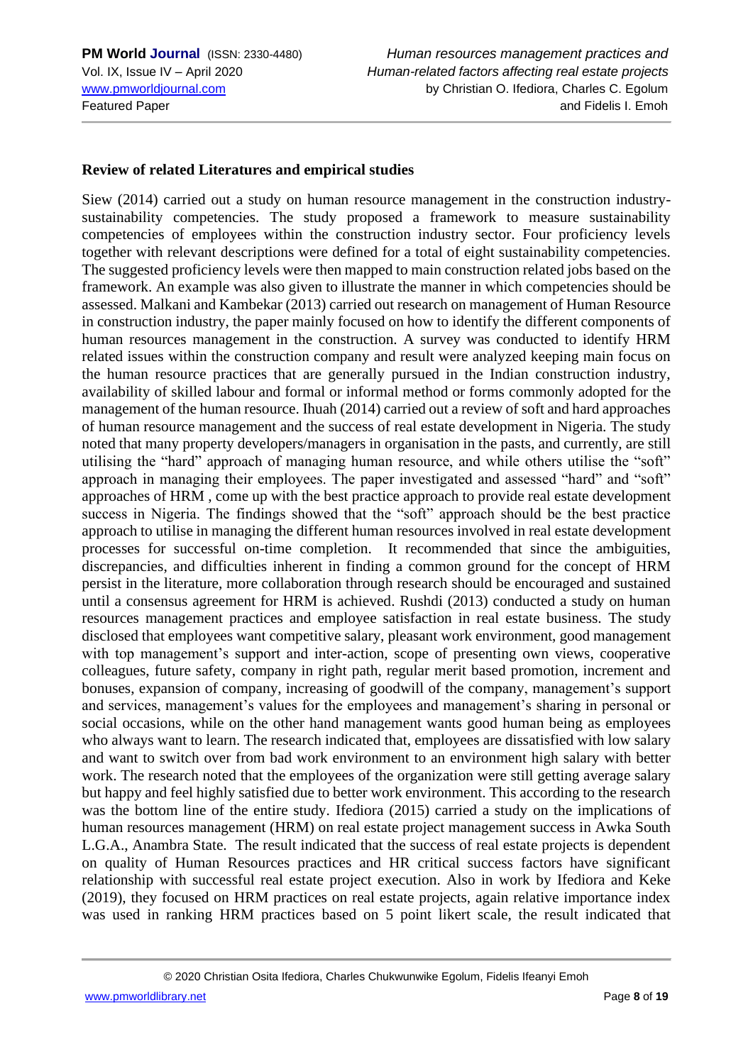**Review of related Literatures and empirical studies**

Siew (2014) carried out a study on human resource management in the construction industry-sustainability competencies. The study proposed a framework to measure sustainability competencies of employees within the construction industry sector. Four proficiency levels together with relevant descriptions were defined for a total of eight sustainability competencies. The suggested proficiency levels were then mapped to main construction related jobs based on the framework. An example was also given to illustrate the manner in which competencies should be assessed. Malkani and Kambekar (2013) carried out research on management of Human Resource in construction industry, the paper mainly focused on how to identify the different components of human resources management in the construction. A survey was conducted to identify HRM related issues within the construction company and result were analyzed keeping main focus on the human resource practices that are generally pursued in the Indian construction industry, availability of skilled labour and formal or informal method or forms commonly adopted for the management of the human resource. Ihuah (2014) carried out a review of soft and hard approaches of human resource management and the success of real estate development in Nigeria. The study noted that many property developers/managers in organisation in the pasts, and currently, are still utilising the "hard" approach of managing human resource, and while others utilise the "soft" approach in managing their employees. The paper investigated and assessed "hard" and "soft" approaches of HRM , come up with the best practice approach to provide real estate development success in Nigeria. The findings showed that the "soft" approach should be the best practice approach to utilise in managing the different human resources involved in real estate development processes for successful on-time completion. It recommended that since the ambiguities, discrepancies, and difficulties inherent in finding a common ground for the concept of HRM persist in the literature, more collaboration through research should be encouraged and sustained until a consensus agreement for HRM is achieved. Rushdi (2013) conducted a study on human resources management practices and employee satisfaction in real estate business. The study disclosed that employees want competitive salary, pleasant work environment, good management with top management's support and inter-action, scope of presenting own views, cooperative colleagues, future safety, company in right path, regular merit based promotion, increment and bonuses, expansion of company, increasing of goodwill of the company, management's support and services, management's values for the employees and management's sharing in personal or social occasions, while on the other hand management wants good human being as employees who always want to learn. The research indicated that, employees are dissatisfied with low salary and want to switch over from bad work environment to an environment high salary with better work. The research noted that the employees of the organization were still getting average salary but happy and feel highly satisfied due to better work environment. This according to the research was the bottom line of the entire study. Ifediora (2015) carried a study on the implications of human resources management (HRM) on real estate project management success in Awka South L.G.A., Anambra State. The result indicated that the success of real estate projects is dependent on quality of Human Resources practices and HR critical success factors have significant relationship with successful real estate project execution. Also in work by Ifediora and Keke (2019), they focused on HRM practices on real estate projects, again relative importance index was used in ranking HRM practices based on 5 point likert scale, the result indicated that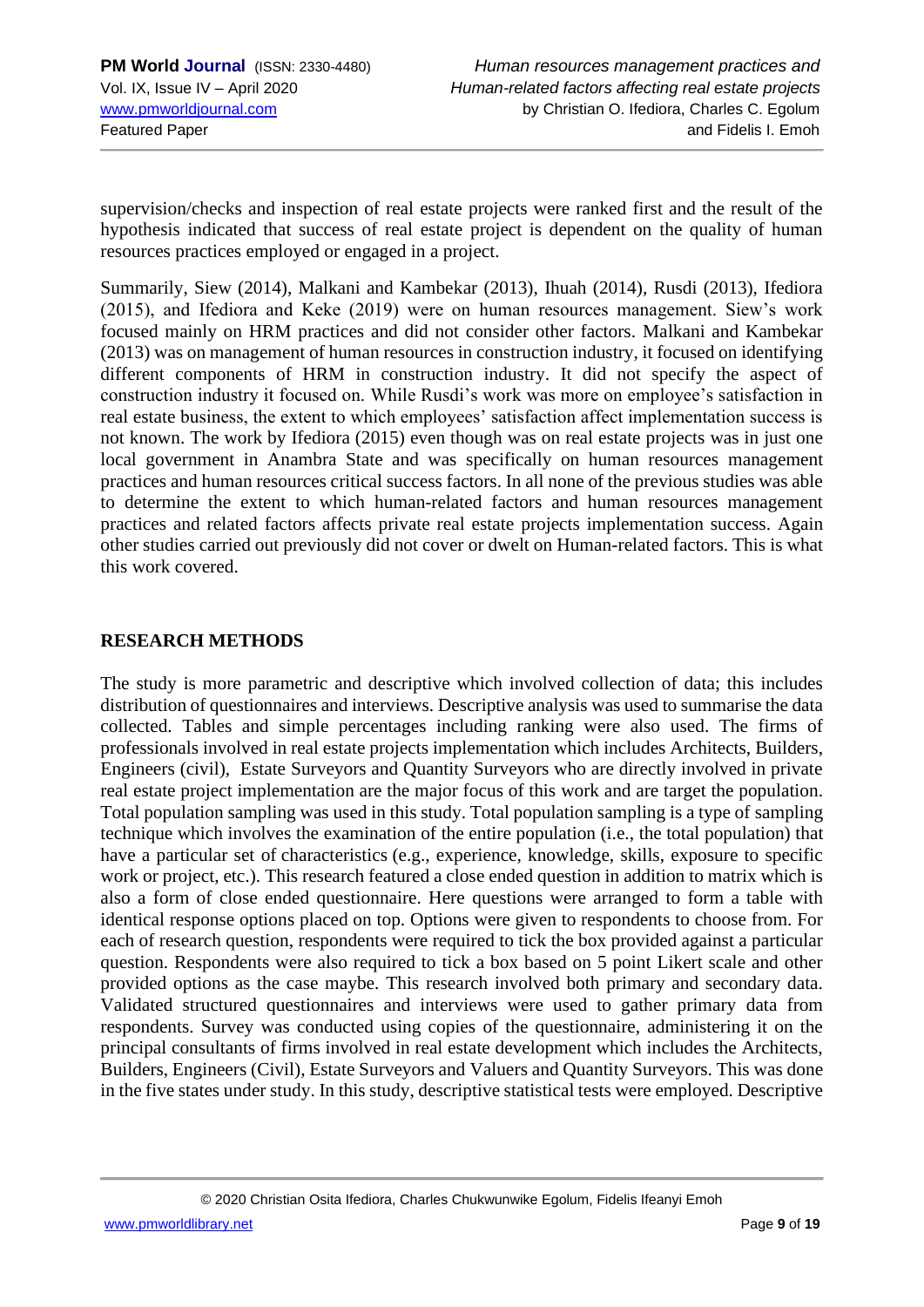supervision/checks and inspection of real estate projects were ranked first and the result of the hypothesis indicated that success of real estate project is dependent on the quality of human resources practices employed or engaged in a project.

Summarily, Siew (2014), Malkani and Kambekar (2013), Ihuah (2014), Rusdi (2013), Ifediora (2015), and Ifediora and Keke (2019) were on human resources management. Siew's work focused mainly on HRM practices and did not consider other factors. Malkani and Kambekar (2013) was on management of human resources in construction industry, it focused on identifying different components of HRM in construction industry. It did not specify the aspect of construction industry it focused on. While Rusdi's work was more on employee's satisfaction in real estate business, the extent to which employees' satisfaction affect implementation success is not known. The work by Ifediora (2015) even though was on real estate projects was in just one local government in Anambra State and was specifically on human resources management practices and human resources critical success factors. In all none of the previous studies was able to determine the extent to which human-related factors and human resources management practices and related factors affects private real estate projects implementation success. Again other studies carried out previously did not cover or dwelt on Human-related factors. This is what this work covered.

## RESEARCH METHODS

The study is more parametric and descriptive which involved collection of data; this includes distribution of questionnaires and interviews. Descriptive analysis was used to summarise the data collected. Tables and simple percentages including ranking were also used. The firms of professionals involved in real estate projects implementation which includes Architects, Builders, Engineers (civil), Estate Surveyors and Quantity Surveyors who are directly involved in private real estate project implementation are the major focus of this work and are target the population. Total population sampling was used in this study. Total population sampling is a type of sampling technique which involves the examination of the entire population (i.e., the total population) that have a particular set of characteristics (e.g., experience, knowledge, skills, exposure to specific work or project, etc.). This research featured a close ended question in addition to matrix which is also a form of close ended questionnaire. Here questions were arranged to form a table with identical response options placed on top. Options were given to respondents to choose from. For each of research question, respondents were required to tick the box provided against a particular question. Respondents were also required to tick a box based on 5 point Likert scale and other provided options as the case maybe. This research involved both primary and secondary data. Validated structured questionnaires and interviews were used to gather primary data from respondents. Survey was conducted using copies of the questionnaire, administering it on the principal consultants of firms involved in real estate development which includes the Architects, Builders, Engineers (Civil), Estate Surveyors and Valuers and Quantity Surveyors. This was done in the five states under study. In this study, descriptive statistical tests were employed. Descriptive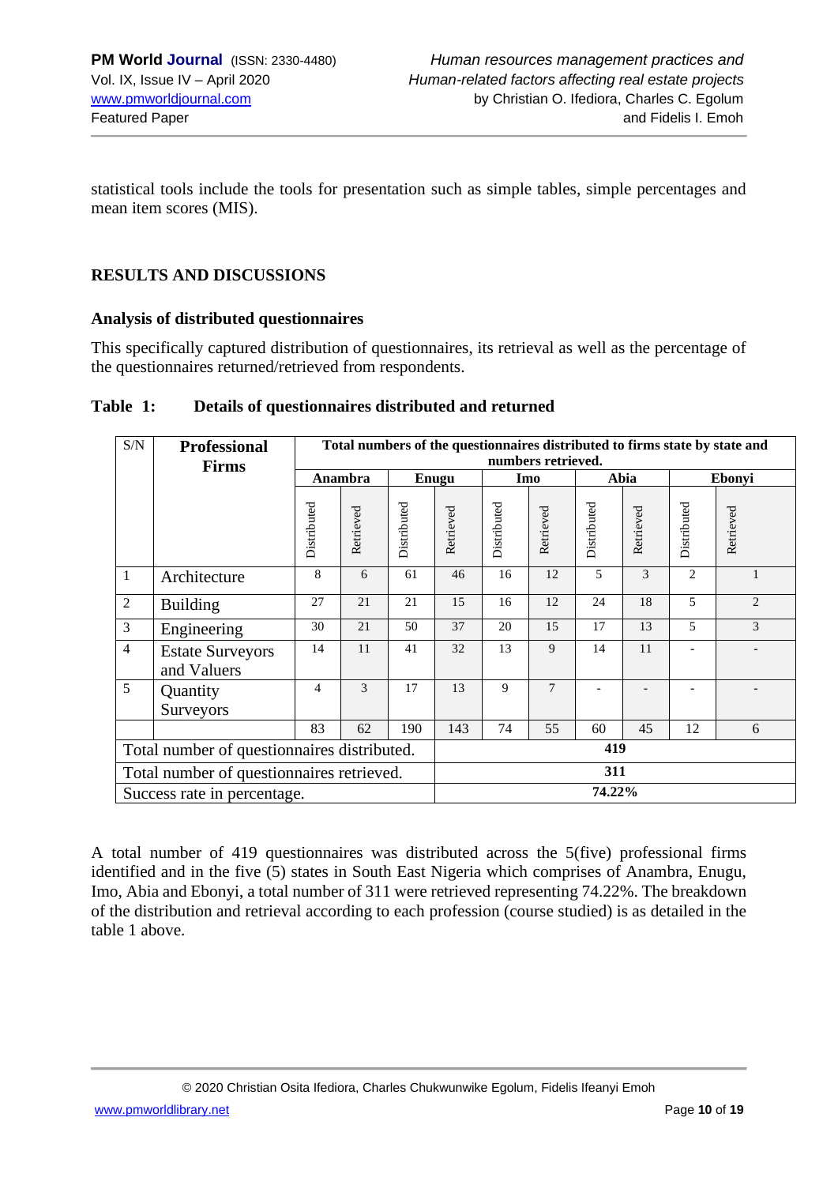statistical tools include the tools for presentation such as simple tables, simple percentages and mean item scores (MIS).

## RESULTS AND DISCUSSIONS

### Analysis of distributed questionnaires

This specifically captured distribution of questionnaires, its retrieval as well as the percentage of the questionnaires returned/retrieved from respondents.

**Table 1: Details of questionnaires distributed and returned**

| S/N | Professional Firms | Total numbers of the questionnaires distributed to firms state by state and numbers retrieved. | | | | | | | | | |
|---|---|---|---|---|---|---|---|---|---|---|---|
| | | Anambra | | Enugu | | Imo | | Abia | | Ebonyi | |
| | | Distributed | Retrieved | Distributed | Retrieved | Distributed | Retrieved | Distributed | Retrieved | Distributed | Retrieved |
| 1 | Architecture | 8 | 6 | 61 | 46 | 16 | 12 | 5 | 3 | 2 | 1 |
| 2 | Building | 27 | 21 | 21 | 15 | 16 | 12 | 24 | 18 | 5 | 2 |
| 3 | Engineering | 30 | 21 | 50 | 37 | 20 | 15 | 17 | 13 | 5 | 3 |
| 4 | Estate Surveyors and Valuers | 14 | 11 | 41 | 32 | 13 | 9 | 14 | 11 | - | - |
| 5 | Quantity Surveyors | 4 | 3 | 17 | 13 | 9 | 7 | - | - | - | - |
| | | 83 | 62 | 190 | 143 | 74 | 55 | 60 | 45 | 12 | 6 |
| Total number of questionnaires distributed. | | | | 419 | | | | | | | |
| Total number of questionnaires retrieved. | | | | 311 | | | | | | | |
| Success rate in percentage. | | | | 74.22% | | | | | | | |

A total number of 419 questionnaires was distributed across the 5(five) professional firms identified and in the five (5) states in South East Nigeria which comprises of Anambra, Enugu, Imo, Abia and Ebonyi, a total number of 311 were retrieved representing 74.22%. The breakdown of the distribution and retrieval according to each profession (course studied) is as detailed in the table 1 above.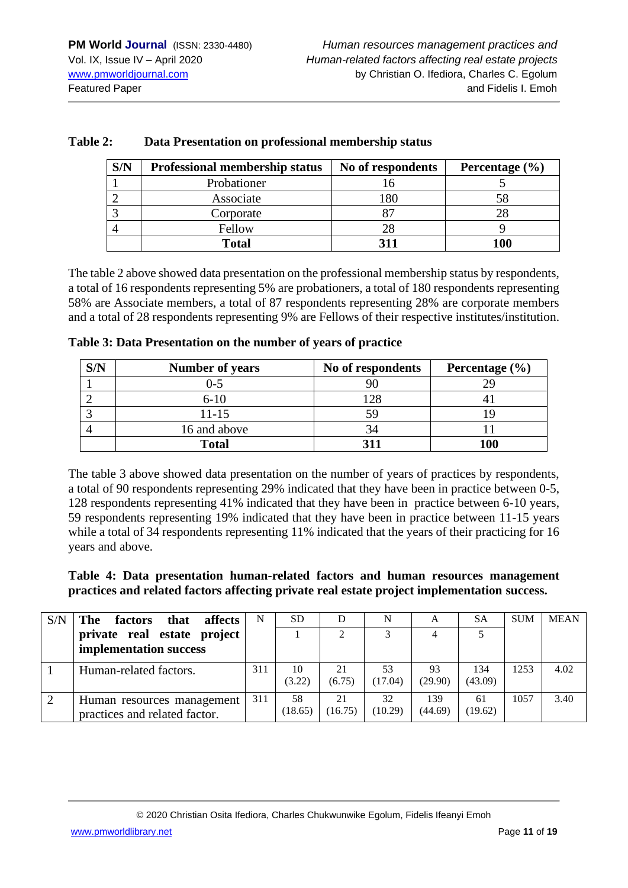**Table 2: Data Presentation on professional membership status**

| S/N | Professional membership status | No of respondents | Percentage (%) |
|---|---|---|---|
| 1 | Probationer | 16 | 5 |
| 2 | Associate | 180 | 58 |
| 3 | Corporate | 87 | 28 |
| 4 | Fellow | 28 | 9 |
| | **Total** | **311** | **100** |

The table 2 above showed data presentation on the professional membership status by respondents, a total of 16 respondents representing 5% are probationers, a total of 180 respondents representing 58% are Associate members, a total of 87 respondents representing 28% are corporate members and a total of 28 respondents representing 9% are Fellows of their respective institutes/institution.

**Table 3: Data Presentation on the number of years of practice**

| S/N | Number of years | No of respondents | Percentage (%) |
|---|---|---|---|
| 1 | 0-5 | 90 | 29 |
| 2 | 6-10 | 128 | 41 |
| 3 | 11-15 | 59 | 19 |
| 4 | 16 and above | 34 | 11 |
| | **Total** | **311** | **100** |

The table 3 above showed data presentation on the number of years of practices by respondents, a total of 90 respondents representing 29% indicated that they have been in practice between 0-5, 128 respondents representing 41% indicated that they have been in practice between 6-10 years, 59 respondents representing 19% indicated that they have been in practice between 11-15 years while a total of 34 respondents representing 11% indicated that the years of their practicing for 16 years and above.

**Table 4: Data presentation human-related factors and human resources management practices and related factors affecting private real estate project implementation success.**

| S/N | **The factors that affects private real estate project implementation success** | N | SD | D | N | A | SA | SUM | MEAN |
|---|---|---|---|---|---|---|---|---|---|
| | | | 1 | 2 | 3 | 4 | 5 | | |
| 1 | Human-related factors. | 311 | 10 (3.22) | 21 (6.75) | 53 (17.04) | 93 (29.90) | 134 (43.09) | 1253 | 4.02 |
| 2 | Human resources management practices and related factor. | 311 | 58 (18.65) | 21 (16.75) | 32 (10.29) | 139 (44.69) | 61 (19.62) | 1057 | 3.40 |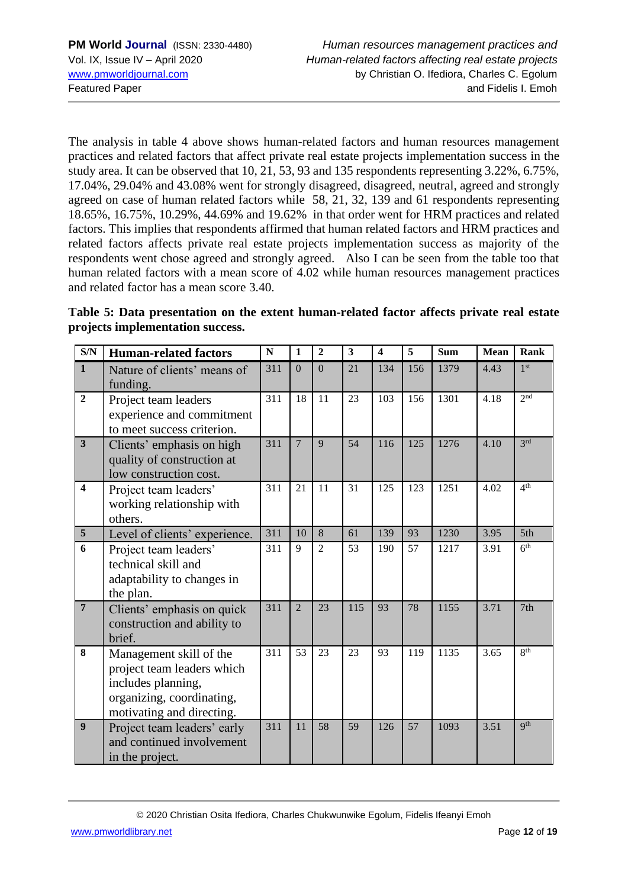The analysis in table 4 above shows human-related factors and human resources management practices and related factors that affect private real estate projects implementation success in the study area. It can be observed that 10, 21, 53, 93 and 135 respondents representing 3.22%, 6.75%, 17.04%, 29.04% and 43.08% went for strongly disagreed, disagreed, neutral, agreed and strongly agreed on case of human related factors while 58, 21, 32, 139 and 61 respondents representing 18.65%, 16.75%, 10.29%, 44.69% and 19.62% in that order went for HRM practices and related factors. This implies that respondents affirmed that human related factors and HRM practices and related factors affects private real estate projects implementation success as majority of the respondents went chose agreed and strongly agreed. Also I can be seen from the table too that human related factors with a mean score of 4.02 while human resources management practices and related factor has a mean score 3.40.

**Table 5: Data presentation on the extent human-related factor affects private real estate projects implementation success.**

| S/N | Human-related factors | N | 1 | 2 | 3 | 4 | 5 | Sum | Mean | Rank |
|---|---|---|---|---|---|---|---|---|---|---|
| 1 | Nature of clients' means of funding. | 311 | 0 | 0 | 21 | 134 | 156 | 1379 | 4.43 | 1st |
| 2 | Project team leaders experience and commitment to meet success criterion. | 311 | 18 | 11 | 23 | 103 | 156 | 1301 | 4.18 | 2nd |
| 3 | Clients' emphasis on high quality of construction at low construction cost. | 311 | 7 | 9 | 54 | 116 | 125 | 1276 | 4.10 | 3rd |
| 4 | Project team leaders' working relationship with others. | 311 | 21 | 11 | 31 | 125 | 123 | 1251 | 4.02 | 4th |
| 5 | Level of clients' experience. | 311 | 10 | 8 | 61 | 139 | 93 | 1230 | 3.95 | 5th |
| 6 | Project team leaders' technical skill and adaptability to changes in the plan. | 311 | 9 | 2 | 53 | 190 | 57 | 1217 | 3.91 | 6th |
| 7 | Clients' emphasis on quick construction and ability to brief. | 311 | 2 | 23 | 115 | 93 | 78 | 1155 | 3.71 | 7th |
| 8 | Management skill of the project team leaders which includes planning, organizing, coordinating, motivating and directing. | 311 | 53 | 23 | 23 | 93 | 119 | 1135 | 3.65 | 8th |
| 9 | Project team leaders' early and continued involvement in the project. | 311 | 11 | 58 | 59 | 126 | 57 | 1093 | 3.51 | 9th |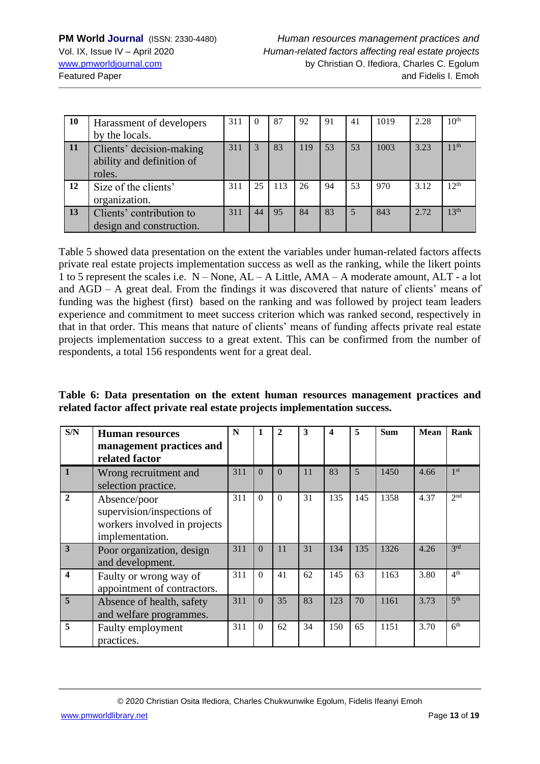| 10 | Harassment of developers by the locals. | 311 | 0 | 87 | 92 | 91 | 41 | 1019 | 2.28 | 10th |
|---|---|---|---|---|---|---|---|---|---|---|
| 11 | Clients' decision-making ability and definition of roles. | 311 | 3 | 83 | 119 | 53 | 53 | 1003 | 3.23 | 11th |
| 12 | Size of the clients' organization. | 311 | 25 | 113 | 26 | 94 | 53 | 970 | 3.12 | 12th |
| 13 | Clients' contribution to design and construction. | 311 | 44 | 95 | 84 | 83 | 5 | 843 | 2.72 | 13th |

Table 5 showed data presentation on the extent the variables under human-related factors affects private real estate projects implementation success as well as the ranking, while the likert points 1 to 5 represent the scales i.e. N – None, AL – A Little, AMA – A moderate amount, ALT - a lot and AGD – A great deal. From the findings it was discovered that nature of clients' means of funding was the highest (first) based on the ranking and was followed by project team leaders experience and commitment to meet success criterion which was ranked second, respectively in that in that order. This means that nature of clients' means of funding affects private real estate projects implementation success to a great extent. This can be confirmed from the number of respondents, a total 156 respondents went for a great deal.

**Table 6: Data presentation on the extent human resources management practices and related factor affect private real estate projects implementation success.**

| S/N | Human resources management practices and related factor | N | 1 | 2 | 3 | 4 | 5 | Sum | Mean | Rank |
|---|---|---|---|---|---|---|---|---|---|---|
| 1 | Wrong recruitment and selection practice. | 311 | 0 | 0 | 11 | 83 | 5 | 1450 | 4.66 | 1st |
| 2 | Absence/poor supervision/inspections of workers involved in projects implementation. | 311 | 0 | 0 | 31 | 135 | 145 | 1358 | 4.37 | 2nd |
| 3 | Poor organization, design and development. | 311 | 0 | 11 | 31 | 134 | 135 | 1326 | 4.26 | 3rd |
| 4 | Faulty or wrong way of appointment of contractors. | 311 | 0 | 41 | 62 | 145 | 63 | 1163 | 3.80 | 4th |
| 5 | Absence of health, safety and welfare programmes. | 311 | 0 | 35 | 83 | 123 | 70 | 1161 | 3.73 | 5th |
| 5 | Faulty employment practices. | 311 | 0 | 62 | 34 | 150 | 65 | 1151 | 3.70 | 6th |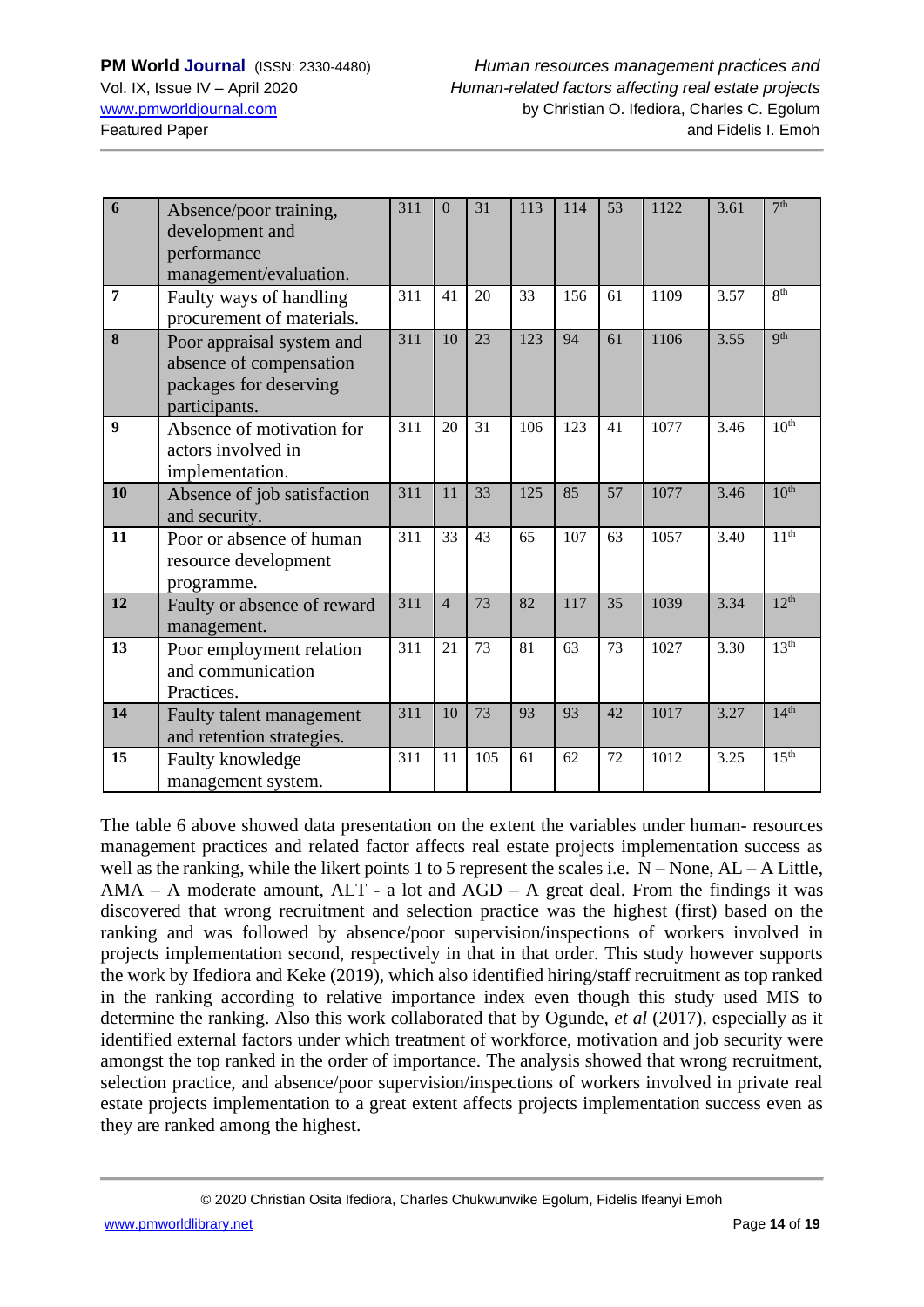| 6 | Absence/poor training, development and performance management/evaluation. | 311 | 0 | 31 | 113 | 114 | 53 | 1122 | 3.61 | 7th |
|---|---|---|---|---|---|---|---|---|---|---|
| 7 | Faulty ways of handling procurement of materials. | 311 | 41 | 20 | 33 | 156 | 61 | 1109 | 3.57 | 8th |
| 8 | Poor appraisal system and absence of compensation packages for deserving participants. | 311 | 10 | 23 | 123 | 94 | 61 | 1106 | 3.55 | 9th |
| 9 | Absence of motivation for actors involved in implementation. | 311 | 20 | 31 | 106 | 123 | 41 | 1077 | 3.46 | 10th |
| 10 | Absence of job satisfaction and security. | 311 | 11 | 33 | 125 | 85 | 57 | 1077 | 3.46 | 10th |
| 11 | Poor or absence of human resource development programme. | 311 | 33 | 43 | 65 | 107 | 63 | 1057 | 3.40 | 11th |
| 12 | Faulty or absence of reward management. | 311 | 4 | 73 | 82 | 117 | 35 | 1039 | 3.34 | 12th |
| 13 | Poor employment relation and communication Practices. | 311 | 21 | 73 | 81 | 63 | 73 | 1027 | 3.30 | 13th |
| 14 | Faulty talent management and retention strategies. | 311 | 10 | 73 | 93 | 93 | 42 | 1017 | 3.27 | 14th |
| 15 | Faulty knowledge management system. | 311 | 11 | 105 | 61 | 62 | 72 | 1012 | 3.25 | 15th |

The table 6 above showed data presentation on the extent the variables under human- resources management practices and related factor affects real estate projects implementation success as well as the ranking, while the likert points 1 to 5 represent the scales i.e. N – None, AL – A Little, AMA – A moderate amount, ALT - a lot and AGD – A great deal. From the findings it was discovered that wrong recruitment and selection practice was the highest (first) based on the ranking and was followed by absence/poor supervision/inspections of workers involved in projects implementation second, respectively in that in that order. This study however supports the work by Ifediora and Keke (2019), which also identified hiring/staff recruitment as top ranked in the ranking according to relative importance index even though this study used MIS to determine the ranking. Also this work collaborated that by Ogunde, *et al* (2017), especially as it identified external factors under which treatment of workforce, motivation and job security were amongst the top ranked in the order of importance. The analysis showed that wrong recruitment, selection practice, and absence/poor supervision/inspections of workers involved in private real estate projects implementation to a great extent affects projects implementation success even as they are ranked among the highest.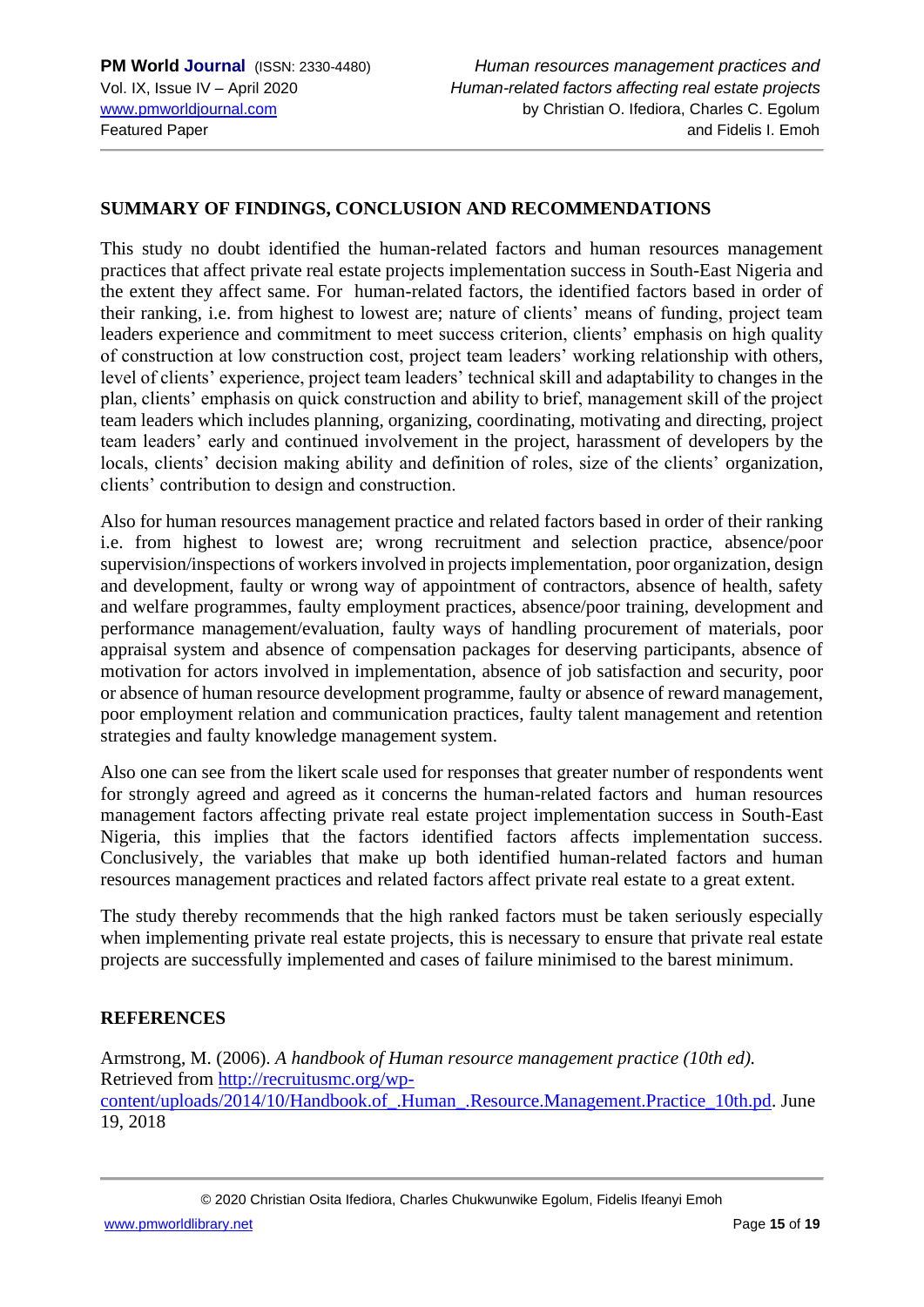## SUMMARY OF FINDINGS, CONCLUSION AND RECOMMENDATIONS

This study no doubt identified the human-related factors and human resources management practices that affect private real estate projects implementation success in South-East Nigeria and the extent they affect same. For human-related factors, the identified factors based in order of their ranking, i.e. from highest to lowest are; nature of clients' means of funding, project team leaders experience and commitment to meet success criterion, clients' emphasis on high quality of construction at low construction cost, project team leaders' working relationship with others, level of clients' experience, project team leaders' technical skill and adaptability to changes in the plan, clients' emphasis on quick construction and ability to brief, management skill of the project team leaders which includes planning, organizing, coordinating, motivating and directing, project team leaders' early and continued involvement in the project, harassment of developers by the locals, clients' decision making ability and definition of roles, size of the clients' organization, clients' contribution to design and construction.

Also for human resources management practice and related factors based in order of their ranking i.e. from highest to lowest are; wrong recruitment and selection practice, absence/poor supervision/inspections of workers involved in projects implementation, poor organization, design and development, faulty or wrong way of appointment of contractors, absence of health, safety and welfare programmes, faulty employment practices, absence/poor training, development and performance management/evaluation, faulty ways of handling procurement of materials, poor appraisal system and absence of compensation packages for deserving participants, absence of motivation for actors involved in implementation, absence of job satisfaction and security, poor or absence of human resource development programme, faulty or absence of reward management, poor employment relation and communication practices, faulty talent management and retention strategies and faulty knowledge management system.

Also one can see from the likert scale used for responses that greater number of respondents went for strongly agreed and agreed as it concerns the human-related factors and human resources management factors affecting private real estate project implementation success in South-East Nigeria, this implies that the factors identified factors affects implementation success. Conclusively, the variables that make up both identified human-related factors and human resources management practices and related factors affect private real estate to a great extent.

The study thereby recommends that the high ranked factors must be taken seriously especially when implementing private real estate projects, this is necessary to ensure that private real estate projects are successfully implemented and cases of failure minimised to the barest minimum.

## REFERENCES

Armstrong, M. (2006). *A handbook of Human resource management practice (10th ed).* Retrieved from http://recruitusmc.org/wp-content/uploads/2014/10/Handbook.of_.Human_.Resource.Management.Practice_10th.pd. June 19, 2018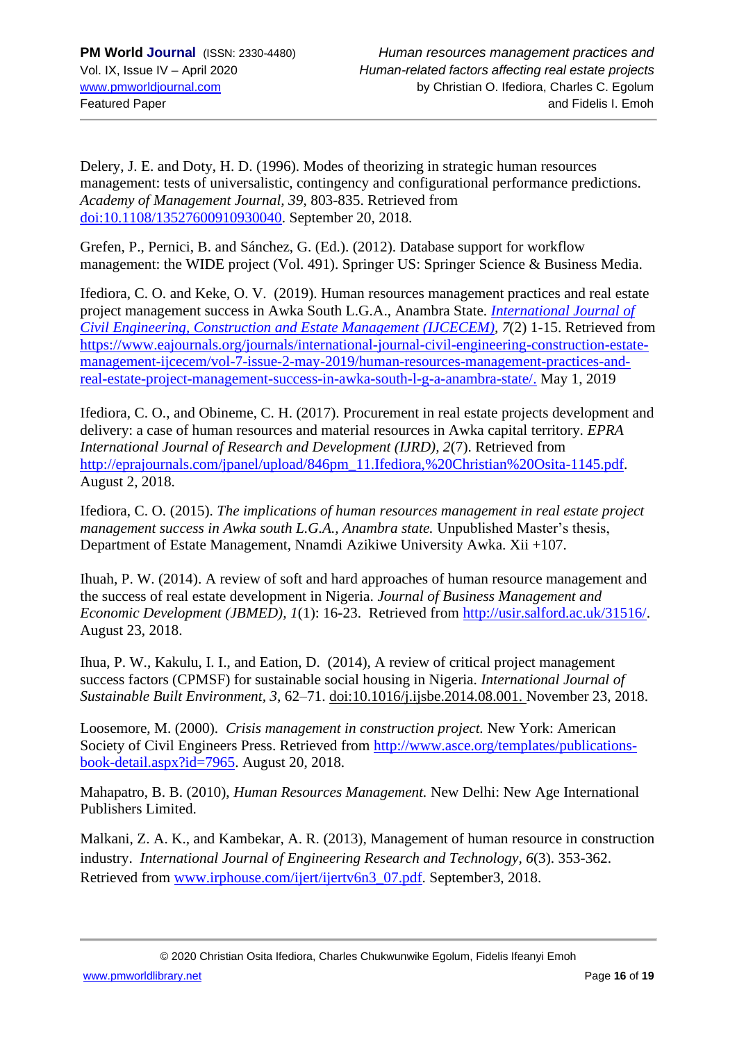Delery, J. E. and Doty, H. D. (1996). Modes of theorizing in strategic human resources management: tests of universalistic, contingency and configurational performance predictions. *Academy of Management Journal, 39*, 803-835. Retrieved from doi:10.1108/13527600910930040. September 20, 2018.

Grefen, P., Pernici, B. and Sánchez, G. (Ed.). (2012). Database support for workflow management: the WIDE project (Vol. 491). Springer US: Springer Science & Business Media.

Ifediora, C. O. and Keke, O. V. (2019). Human resources management practices and real estate project management success in Awka South L.G.A., Anambra State. *International Journal of Civil Engineering, Construction and Estate Management (IJCECEM), 7*(2) 1-15. Retrieved from https://www.eajournals.org/journals/international-journal-civil-engineering-construction-estate-management-ijcecem/vol-7-issue-2-may-2019/human-resources-management-practices-and-real-estate-project-management-success-in-awka-south-l-g-a-anambra-state/. May 1, 2019

Ifediora, C. O., and Obineme, C. H. (2017). Procurement in real estate projects development and delivery: a case of human resources and material resources in Awka capital territory. *EPRA International Journal of Research and Development (IJRD), 2*(7). Retrieved from http://eprajournals.com/jpanel/upload/846pm_11.Ifediora,%20Christian%20Osita-1145.pdf. August 2, 2018.

Ifediora, C. O. (2015). *The implications of human resources management in real estate project management success in Awka south L.G.A., Anambra state.* Unpublished Master's thesis, Department of Estate Management, Nnamdi Azikiwe University Awka. Xii +107.

Ihuah, P. W. (2014). A review of soft and hard approaches of human resource management and the success of real estate development in Nigeria. *Journal of Business Management and Economic Development (JBMED), 1*(1): 16-23. Retrieved from http://usir.salford.ac.uk/31516/. August 23, 2018.

Ihua, P. W., Kakulu, I. I., and Eation, D. (2014), A review of critical project management success factors (CPMSF) for sustainable social housing in Nigeria. *International Journal of Sustainable Built Environment, 3*, 62–71. doi:10.1016/j.ijsbe.2014.08.001. November 23, 2018.

Loosemore, M. (2000). *Crisis management in construction project.* New York: American Society of Civil Engineers Press. Retrieved from http://www.asce.org/templates/publications-book-detail.aspx?id=7965. August 20, 2018.

Mahapatro, B. B. (2010), *Human Resources Management.* New Delhi: New Age International Publishers Limited.

Malkani, Z. A. K., and Kambekar, A. R. (2013), Management of human resource in construction industry. *International Journal of Engineering Research and Technology, 6*(3). 353-362. Retrieved from www.irphouse.com/ijert/ijertv6n3_07.pdf. September3, 2018.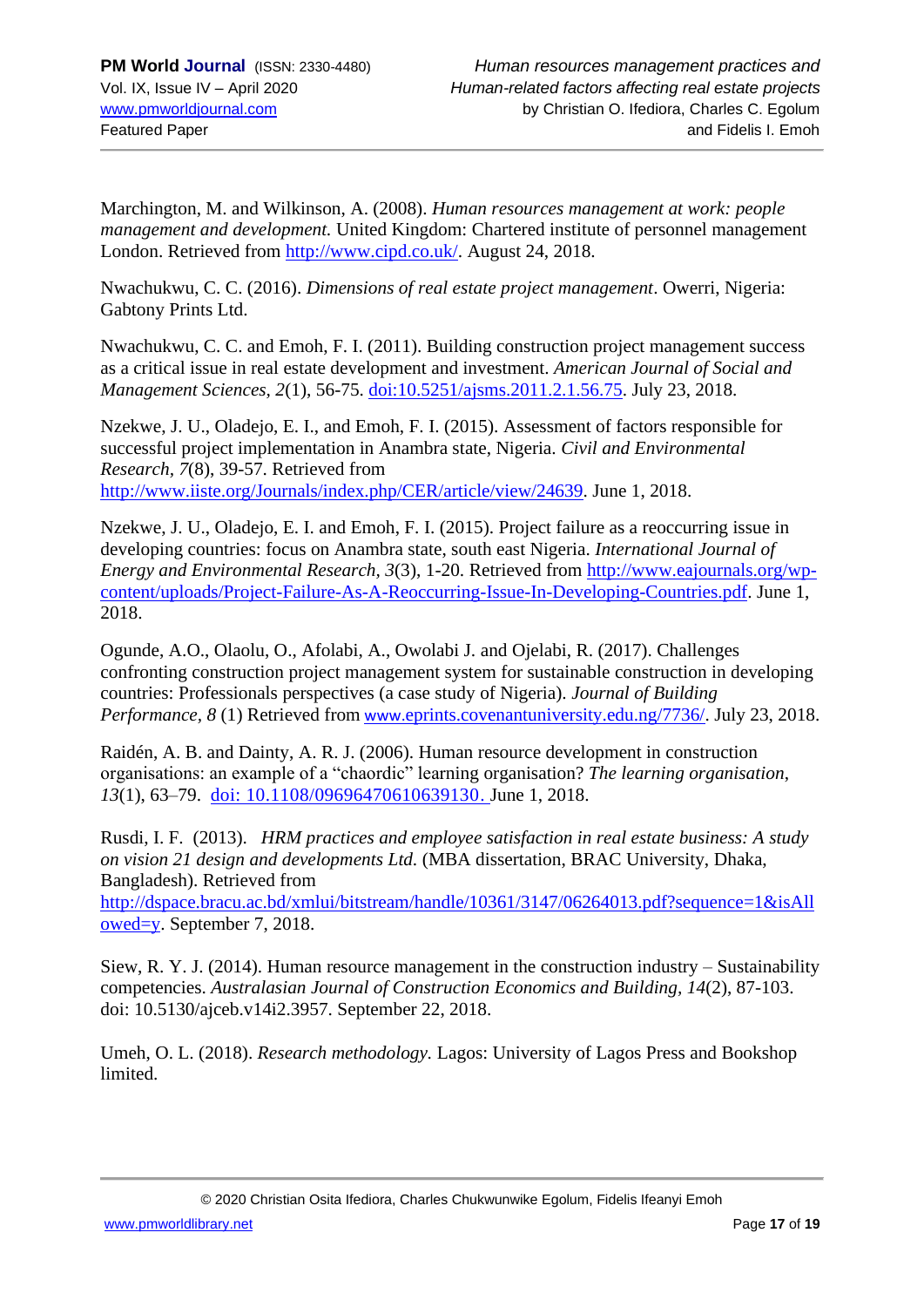Marchington, M. and Wilkinson, A. (2008). *Human resources management at work: people management and development.* United Kingdom: Chartered institute of personnel management London. Retrieved from http://www.cipd.co.uk/. August 24, 2018.

Nwachukwu, C. C. (2016). *Dimensions of real estate project management*. Owerri, Nigeria: Gabtony Prints Ltd.

Nwachukwu, C. C. and Emoh, F. I. (2011). Building construction project management success as a critical issue in real estate development and investment. *American Journal of Social and Management Sciences*, *2*(1), 56-75. doi:10.5251/ajsms.2011.2.1.56.75. July 23, 2018.

Nzekwe, J. U., Oladejo, E. I., and Emoh, F. I. (2015). Assessment of factors responsible for successful project implementation in Anambra state, Nigeria. *Civil and Environmental Research*, *7*(8), 39-57. Retrieved from http://www.iiste.org/Journals/index.php/CER/article/view/24639. June 1, 2018.

Nzekwe, J. U., Oladejo, E. I. and Emoh, F. I. (2015). Project failure as a reoccurring issue in developing countries: focus on Anambra state, south east Nigeria. *International Journal of Energy and Environmental Research*, *3*(3), 1-20. Retrieved from http://www.eajournals.org/wp-content/uploads/Project-Failure-As-A-Reoccurring-Issue-In-Developing-Countries.pdf. June 1, 2018.

Ogunde, A.O., Olaolu, O., Afolabi, A., Owolabi J. and Ojelabi, R. (2017). Challenges confronting construction project management system for sustainable construction in developing countries: Professionals perspectives (a case study of Nigeria). *Journal of Building Performance*, *8* (1) Retrieved from www.eprints.covenantuniversity.edu.ng/7736/. July 23, 2018.

Raidén, A. B. and Dainty, A. R. J. (2006). Human resource development in construction organisations: an example of a "chaordic" learning organisation? *The learning organisation*, *13*(1), 63–79. doi: 10.1108/09696470610639130. June 1, 2018.

Rusdi, I. F. (2013). *HRM practices and employee satisfaction in real estate business: A study on vision 21 design and developments Ltd.* (MBA dissertation, BRAC University, Dhaka, Bangladesh). Retrieved from http://dspace.bracu.ac.bd/xmlui/bitstream/handle/10361/3147/06264013.pdf?sequence=1&isAllowed=y. September 7, 2018.

Siew, R. Y. J. (2014). Human resource management in the construction industry – Sustainability competencies. *Australasian Journal of Construction Economics and Building, 14*(2), 87-103. doi: 10.5130/ajceb.v14i2.3957. September 22, 2018.

Umeh, O. L. (2018). *Research methodology.* Lagos: University of Lagos Press and Bookshop limited.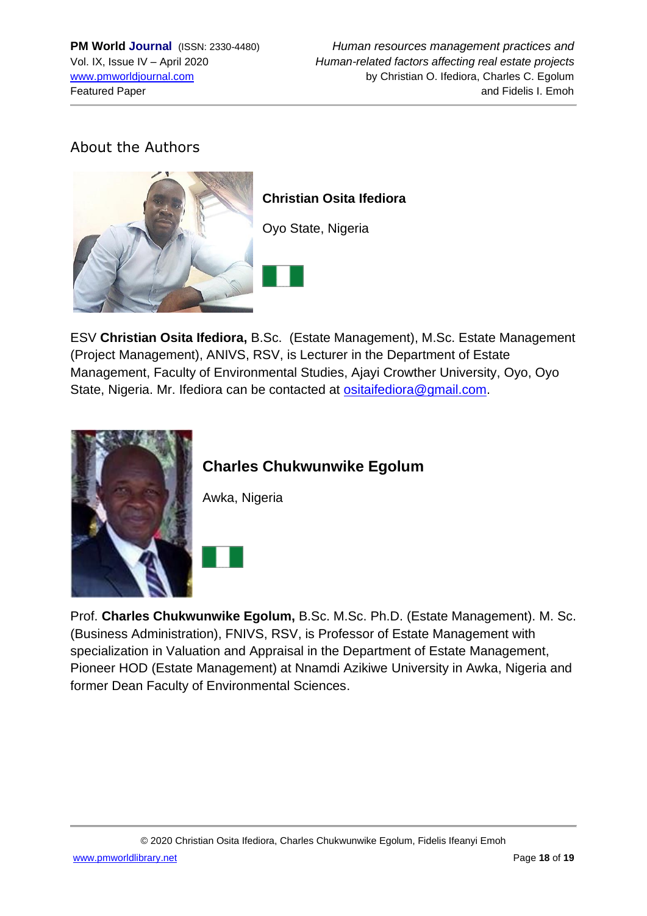## About the Authors

### Christian Osita Ifediora

Oyo State, Nigeria

ESV **Christian Osita Ifediora,** B.Sc. (Estate Management), M.Sc. Estate Management (Project Management), ANIVS, RSV, is Lecturer in the Department of Estate Management, Faculty of Environmental Studies, Ajayi Crowther University, Oyo, Oyo State, Nigeria. Mr. Ifediora can be contacted at ositaifediora@gmail.com.

### Charles Chukwunwike Egolum

Awka, Nigeria

Prof. **Charles Chukwunwike Egolum,** B.Sc. M.Sc. Ph.D. (Estate Management). M. Sc. (Business Administration), FNIVS, RSV, is Professor of Estate Management with specialization in Valuation and Appraisal in the Department of Estate Management, Pioneer HOD (Estate Management) at Nnamdi Azikiwe University in Awka, Nigeria and former Dean Faculty of Environmental Sciences.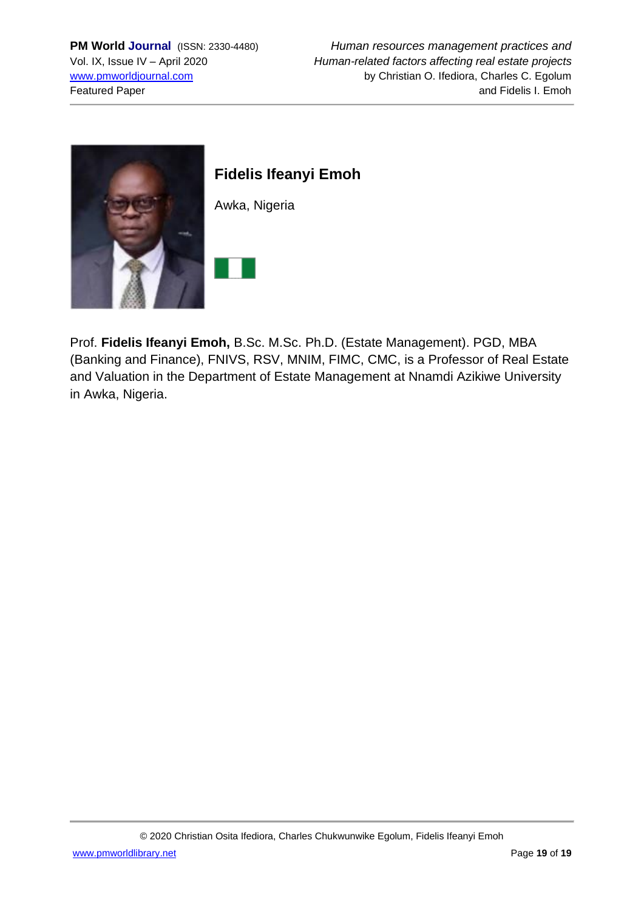## Fidelis Ifeanyi Emoh

Awka, Nigeria

Prof. **Fidelis Ifeanyi Emoh,** B.Sc. M.Sc. Ph.D. (Estate Management). PGD, MBA (Banking and Finance), FNIVS, RSV, MNIM, FIMC, CMC, is a Professor of Real Estate and Valuation in the Department of Estate Management at Nnamdi Azikiwe University in Awka, Nigeria.